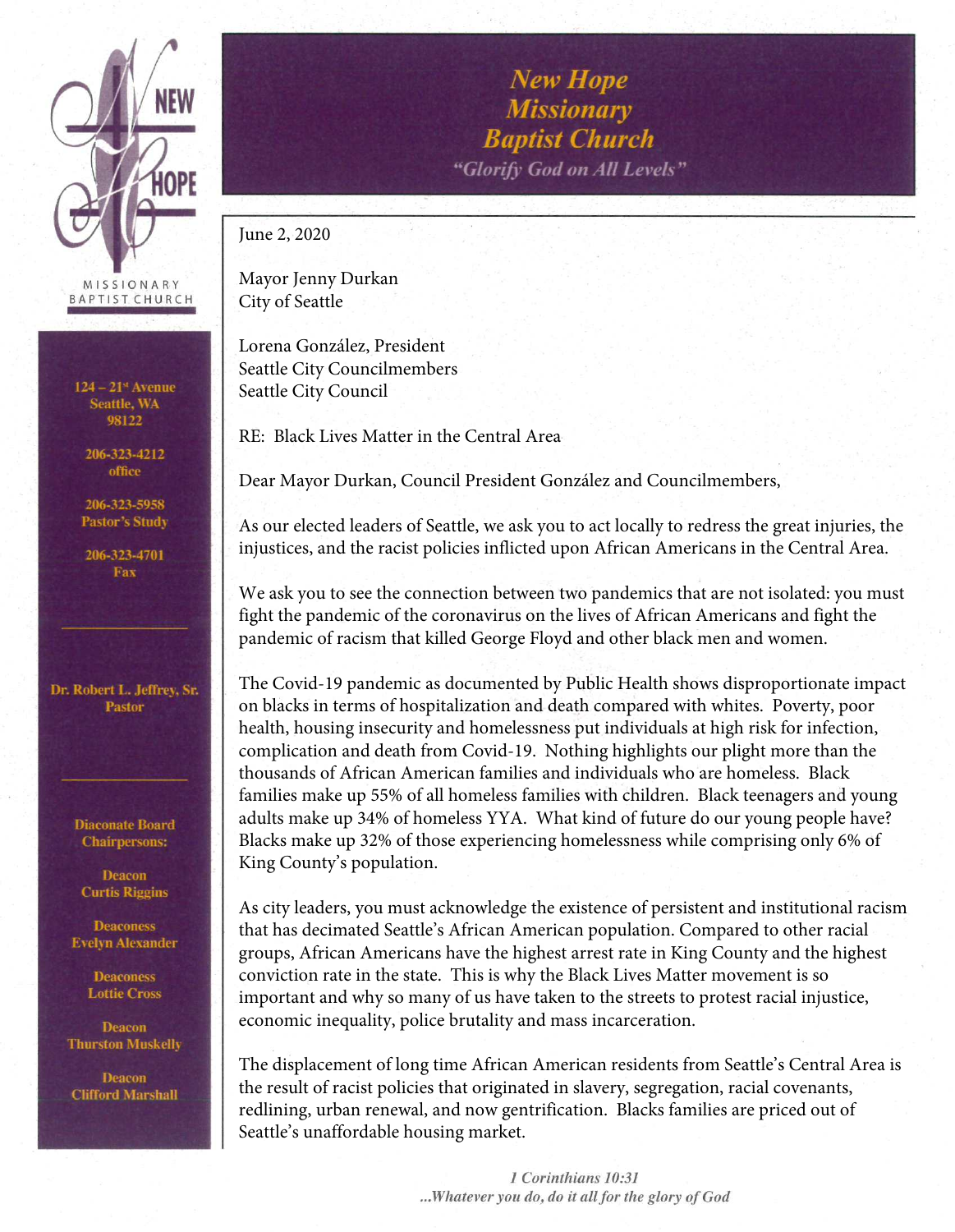# New Hope Missionary Baptist Church

*"Glorify God on All Levels"*

124 – 21st Avenue
Seattle, WA
98122

206-323-4212
office

206-323-5958
Pastor's Study

206-323-4701
Fax

Dr. Robert L. Jeffrey, Sr.
Pastor

Diaconate Board Chairpersons:

Deacon
Curtis Riggins

Deaconess
Evelyn Alexander

Deaconess
Lottie Cross

Deacon
Thurston Muskelly

Deacon
Clifford Marshall

---

June 2, 2020

Mayor Jenny Durkan
City of Seattle

Lorena González, President
Seattle City Councilmembers
Seattle City Council

RE: Black Lives Matter in the Central Area

Dear Mayor Durkan, Council President González and Councilmembers,

As our elected leaders of Seattle, we ask you to act locally to redress the great injuries, the injustices, and the racist policies inflicted upon African Americans in the Central Area.

We ask you to see the connection between two pandemics that are not isolated: you must fight the pandemic of the coronavirus on the lives of African Americans and fight the pandemic of racism that killed George Floyd and other black men and women.

The Covid-19 pandemic as documented by Public Health shows disproportionate impact on blacks in terms of hospitalization and death compared with whites. Poverty, poor health, housing insecurity and homelessness put individuals at high risk for infection, complication and death from Covid-19. Nothing highlights our plight more than the thousands of African American families and individuals who are homeless. Black families make up 55% of all homeless families with children. Black teenagers and young adults make up 34% of homeless YYA. What kind of future do our young people have? Blacks make up 32% of those experiencing homelessness while comprising only 6% of King County's population.

As city leaders, you must acknowledge the existence of persistent and institutional racism that has decimated Seattle's African American population. Compared to other racial groups, African Americans have the highest arrest rate in King County and the highest conviction rate in the state. This is why the Black Lives Matter movement is so important and why so many of us have taken to the streets to protest racial injustice, economic inequality, police brutality and mass incarceration.

The displacement of long time African American residents from Seattle's Central Area is the result of racist policies that originated in slavery, segregation, racial covenants, redlining, urban renewal, and now gentrification. Blacks families are priced out of Seattle's unaffordable housing market.

*1 Corinthians 10:31*
*...Whatever you do, do it all for the glory of God*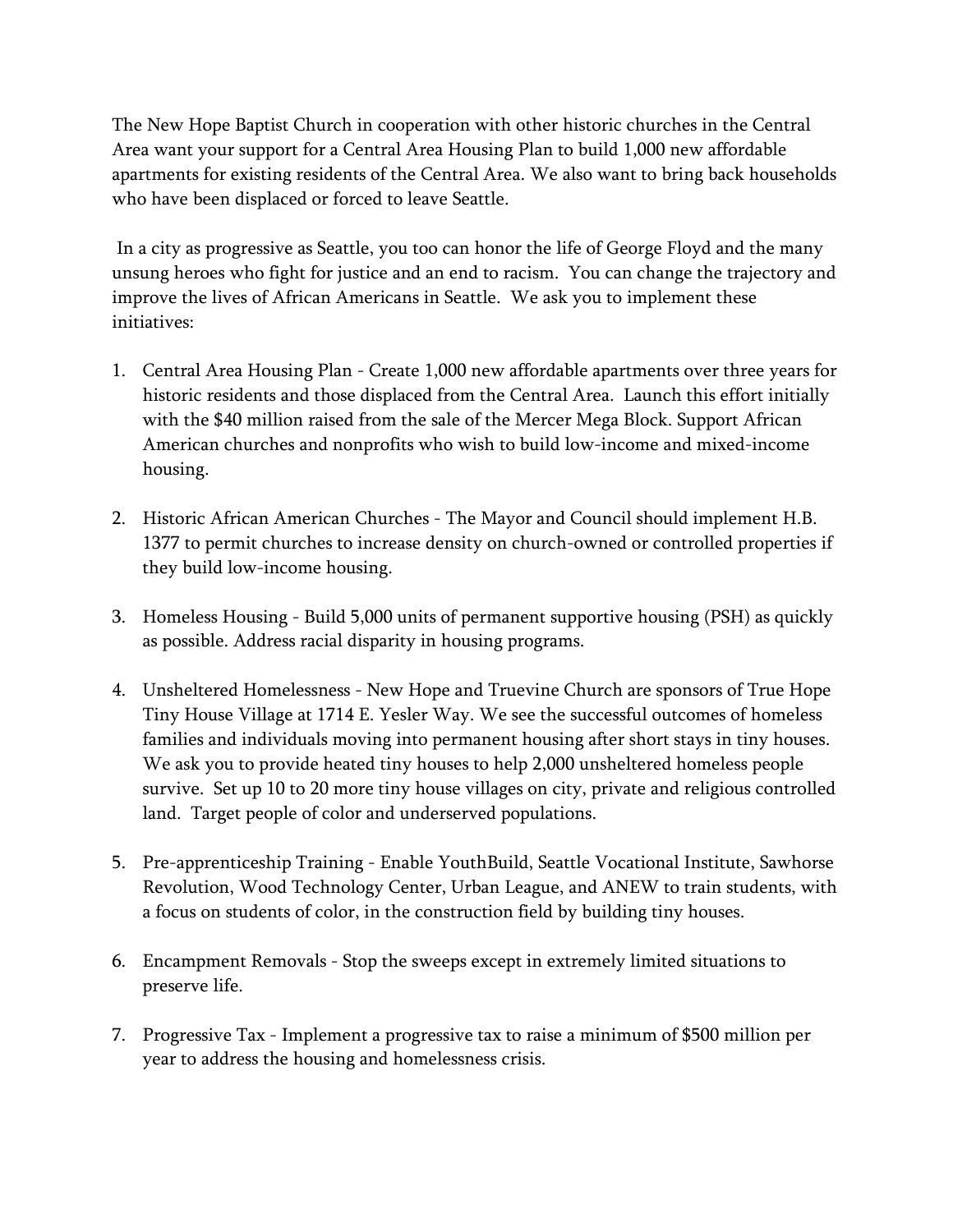The New Hope Baptist Church in cooperation with other historic churches in the Central Area want your support for a Central Area Housing Plan to build 1,000 new affordable apartments for existing residents of the Central Area. We also want to bring back households who have been displaced or forced to leave Seattle.

In a city as progressive as Seattle, you too can honor the life of George Floyd and the many unsung heroes who fight for justice and an end to racism. You can change the trajectory and improve the lives of African Americans in Seattle. We ask you to implement these initiatives:

1. Central Area Housing Plan - Create 1,000 new affordable apartments over three years for historic residents and those displaced from the Central Area. Launch this effort initially with the $40 million raised from the sale of the Mercer Mega Block. Support African American churches and nonprofits who wish to build low-income and mixed-income housing.

2. Historic African American Churches - The Mayor and Council should implement H.B. 1377 to permit churches to increase density on church-owned or controlled properties if they build low-income housing.

3. Homeless Housing - Build 5,000 units of permanent supportive housing (PSH) as quickly as possible. Address racial disparity in housing programs.

4. Unsheltered Homelessness - New Hope and Truevine Church are sponsors of True Hope Tiny House Village at 1714 E. Yesler Way. We see the successful outcomes of homeless families and individuals moving into permanent housing after short stays in tiny houses. We ask you to provide heated tiny houses to help 2,000 unsheltered homeless people survive. Set up 10 to 20 more tiny house villages on city, private and religious controlled land. Target people of color and underserved populations.

5. Pre-apprenticeship Training - Enable YouthBuild, Seattle Vocational Institute, Sawhorse Revolution, Wood Technology Center, Urban League, and ANEW to train students, with a focus on students of color, in the construction field by building tiny houses.

6. Encampment Removals - Stop the sweeps except in extremely limited situations to preserve life.

7. Progressive Tax - Implement a progressive tax to raise a minimum of $500 million per year to address the housing and homelessness crisis.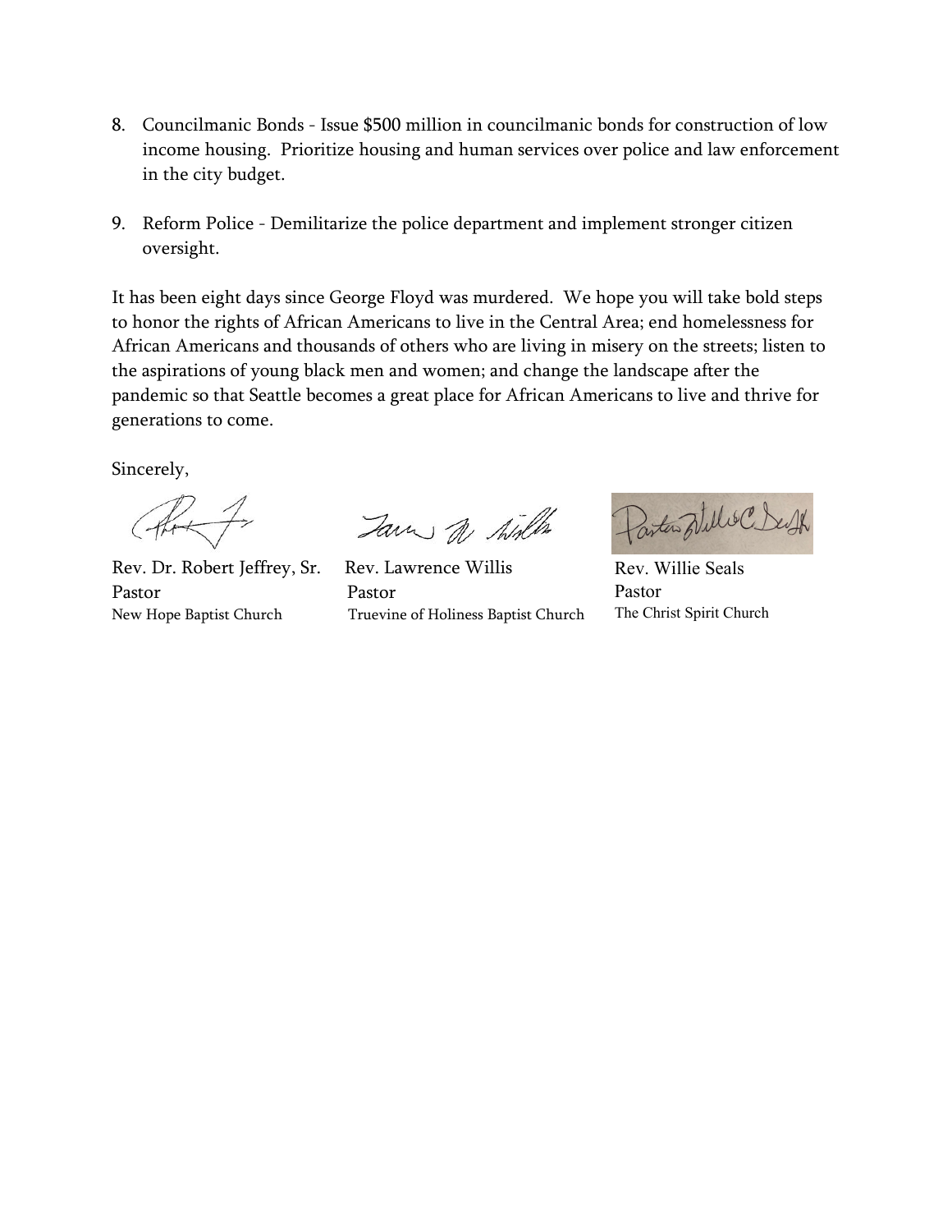8. Councilmanic Bonds - Issue $500 million in councilmanic bonds for construction of low income housing. Prioritize housing and human services over police and law enforcement in the city budget.

9. Reform Police - Demilitarize the police department and implement stronger citizen oversight.

It has been eight days since George Floyd was murdered. We hope you will take bold steps to honor the rights of African Americans to live in the Central Area; end homelessness for African Americans and thousands of others who are living in misery on the streets; listen to the aspirations of young black men and women; and change the landscape after the pandemic so that Seattle becomes a great place for African Americans to live and thrive for generations to come.

Sincerely,

Rev. Dr. Robert Jeffrey, Sr.
Pastor
New Hope Baptist Church

Rev. Lawrence Willis
Pastor
Truevine of Holiness Baptist Church

Rev. Willie Seals
Pastor
The Christ Spirit Church